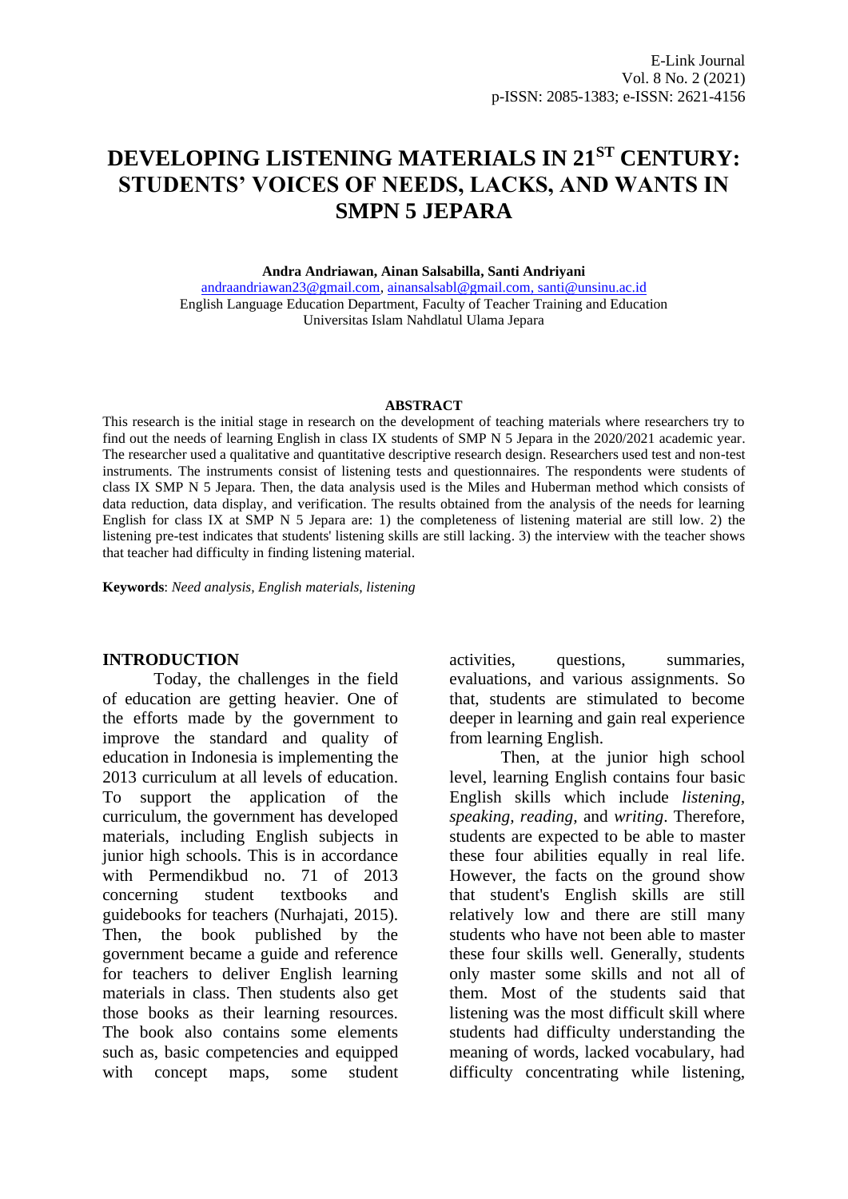# DEVELOPING LISTENING MATERIALS IN 21ST CENTURY: STUDENTS' VOICES OF NEEDS, LACKS, AND WANTS IN SMPN 5 JEPARA

**Andra Andriawan, Ainan Salsabilla, Santi Andriyani**

andraandriawan23@gmail.com, ainansalsabl@gmail.com, santi@unsinu.ac.id

English Language Education Department, Faculty of Teacher Training and Education

Universitas Islam Nahdlatul Ulama Jepara

## ABSTRACT

This research is the initial stage in research on the development of teaching materials where researchers try to find out the needs of learning English in class IX students of SMP N 5 Jepara in the 2020/2021 academic year. The researcher used a qualitative and quantitative descriptive research design. Researchers used test and non-test instruments. The instruments consist of listening tests and questionnaires. The respondents were students of class IX SMP N 5 Jepara. Then, the data analysis used is the Miles and Huberman method which consists of data reduction, data display, and verification. The results obtained from the analysis of the needs for learning English for class IX at SMP N 5 Jepara are: 1) the completeness of listening material are still low. 2) the listening pre-test indicates that students' listening skills are still lacking. 3) the interview with the teacher shows that teacher had difficulty in finding listening material.

**Keywords**: *Need analysis, English materials, listening*

## INTRODUCTION

Today, the challenges in the field of education are getting heavier. One of the efforts made by the government to improve the standard and quality of education in Indonesia is implementing the 2013 curriculum at all levels of education. To support the application of the curriculum, the government has developed materials, including English subjects in junior high schools. This is in accordance with Permendikbud no. 71 of 2013 concerning student textbooks and guidebooks for teachers (Nurhajati, 2015). Then, the book published by the government became a guide and reference for teachers to deliver English learning materials in class. Then students also get those books as their learning resources. The book also contains some elements such as, basic competencies and equipped with concept maps, some student activities, questions, summaries, evaluations, and various assignments. So that, students are stimulated to become deeper in learning and gain real experience from learning English.

Then, at the junior high school level, learning English contains four basic English skills which include *listening*, *speaking*, *reading*, and *writing*. Therefore, students are expected to be able to master these four abilities equally in real life. However, the facts on the ground show that student's English skills are still relatively low and there are still many students who have not been able to master these four skills well. Generally, students only master some skills and not all of them. Most of the students said that listening was the most difficult skill where students had difficulty understanding the meaning of words, lacked vocabulary, had difficulty concentrating while listening,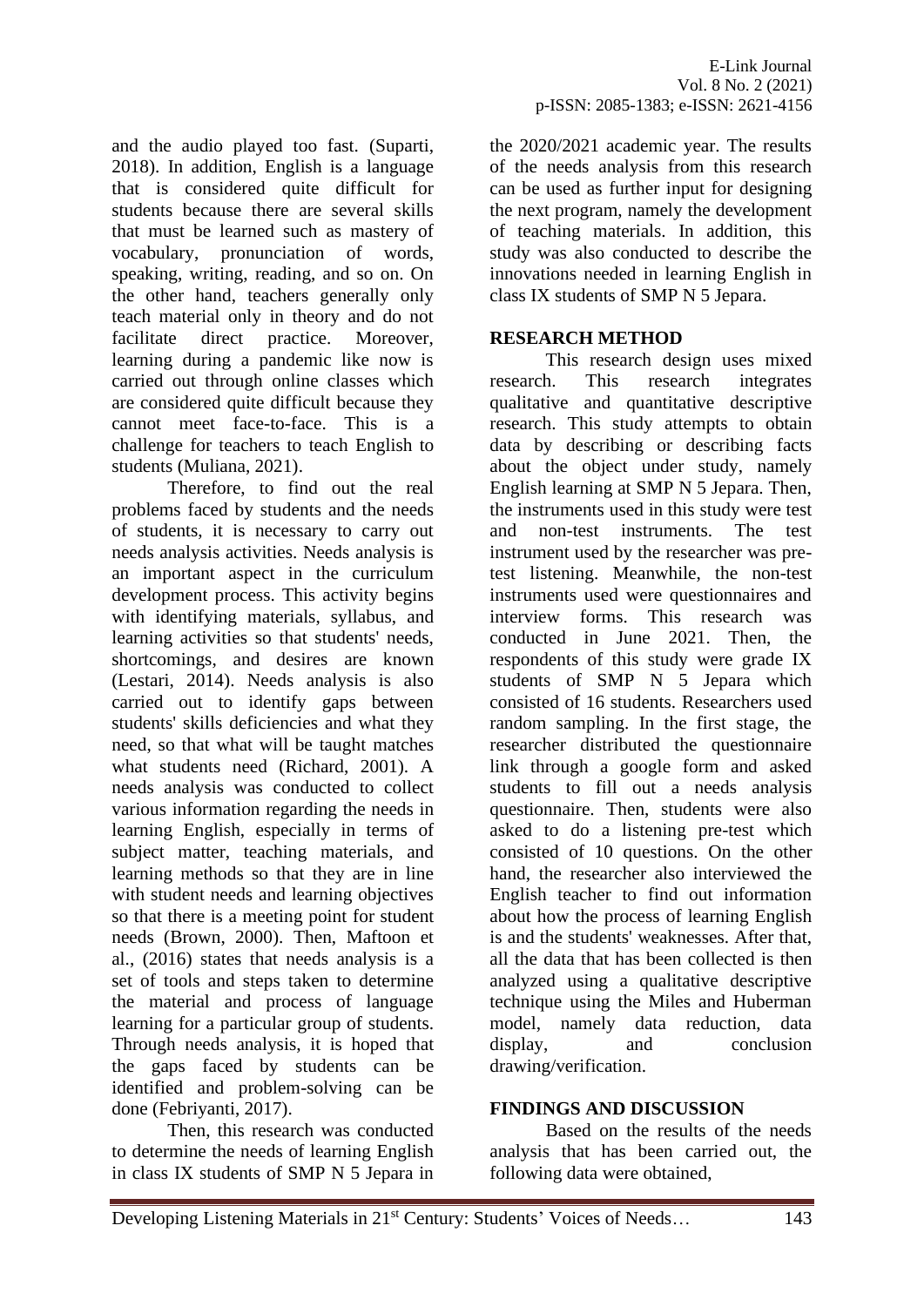and the audio played too fast. (Suparti, 2018). In addition, English is a language that is considered quite difficult for students because there are several skills that must be learned such as mastery of vocabulary, pronunciation of words, speaking, writing, reading, and so on. On the other hand, teachers generally only teach material only in theory and do not facilitate direct practice. Moreover, learning during a pandemic like now is carried out through online classes which are considered quite difficult because they cannot meet face-to-face. This is a challenge for teachers to teach English to students (Muliana, 2021).

Therefore, to find out the real problems faced by students and the needs of students, it is necessary to carry out needs analysis activities. Needs analysis is an important aspect in the curriculum development process. This activity begins with identifying materials, syllabus, and learning activities so that students' needs, shortcomings, and desires are known (Lestari, 2014). Needs analysis is also carried out to identify gaps between students' skills deficiencies and what they need, so that what will be taught matches what students need (Richard, 2001). A needs analysis was conducted to collect various information regarding the needs in learning English, especially in terms of subject matter, teaching materials, and learning methods so that they are in line with student needs and learning objectives so that there is a meeting point for student needs (Brown, 2000). Then, Maftoon et al., (2016) states that needs analysis is a set of tools and steps taken to determine the material and process of language learning for a particular group of students. Through needs analysis, it is hoped that the gaps faced by students can be identified and problem-solving can be done (Febriyanti, 2017).

Then, this research was conducted to determine the needs of learning English in class IX students of SMP N 5 Jepara in the 2020/2021 academic year. The results of the needs analysis from this research can be used as further input for designing the next program, namely the development of teaching materials. In addition, this study was also conducted to describe the innovations needed in learning English in class IX students of SMP N 5 Jepara.

## RESEARCH METHOD

This research design uses mixed research. This research integrates qualitative and quantitative descriptive research. This study attempts to obtain data by describing or describing facts about the object under study, namely English learning at SMP N 5 Jepara. Then, the instruments used in this study were test and non-test instruments. The test instrument used by the researcher was pre-test listening. Meanwhile, the non-test instruments used were questionnaires and interview forms. This research was conducted in June 2021. Then, the respondents of this study were grade IX students of SMP N 5 Jepara which consisted of 16 students. Researchers used random sampling. In the first stage, the researcher distributed the questionnaire link through a google form and asked students to fill out a needs analysis questionnaire. Then, students were also asked to do a listening pre-test which consisted of 10 questions. On the other hand, the researcher also interviewed the English teacher to find out information about how the process of learning English is and the students' weaknesses. After that, all the data that has been collected is then analyzed using a qualitative descriptive technique using the Miles and Huberman model, namely data reduction, data display, and conclusion drawing/verification.

## FINDINGS AND DISCUSSION

Based on the results of the needs analysis that has been carried out, the following data were obtained,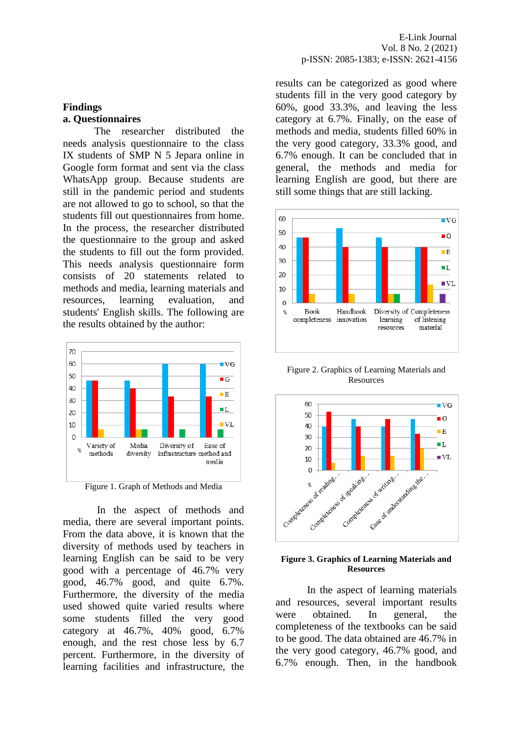## Findings

### a. Questionnaires

The researcher distributed the needs analysis questionnaire to the class IX students of SMP N 5 Jepara online in Google form format and sent via the class WhatsApp group. Because students are still in the pandemic period and students are not allowed to go to school, so that the students fill out questionnaires from home. In the process, the researcher distributed the questionnaire to the group and asked the students to fill out the form provided. This needs analysis questionnaire form consists of 20 statements related to methods and media, learning materials and resources, learning evaluation, and students' English skills. The following are the results obtained by the author:

Figure 1. Graph of Methods and Media

In the aspect of methods and media, there are several important points. From the data above, it is known that the diversity of methods used by teachers in learning English can be said to be very good with a percentage of 46.7% very good, 46.7% good, and quite 6.7%. Furthermore, the diversity of the media used showed quite varied results where some students filled the very good category at 46.7%, 40% good, 6.7% enough, and the rest chose less by 6.7 percent. Furthermore, in the diversity of learning facilities and infrastructure, the results can be categorized as good where students fill in the very good category by 60%, good 33.3%, and leaving the less category at 6.7%. Finally, on the ease of methods and media, students filled 60% in the very good category, 33.3% good, and 6.7% enough. It can be concluded that in general, the methods and media for learning English are good, but there are still some things that are still lacking.

Figure 2. Graphics of Learning Materials and Resources

**Figure 3. Graphics of Learning Materials and Resources**

In the aspect of learning materials and resources, several important results were obtained. In general, the completeness of the textbooks can be said to be good. The data obtained are 46.7% in the very good category, 46.7% good, and 6.7% enough. Then, in the handbook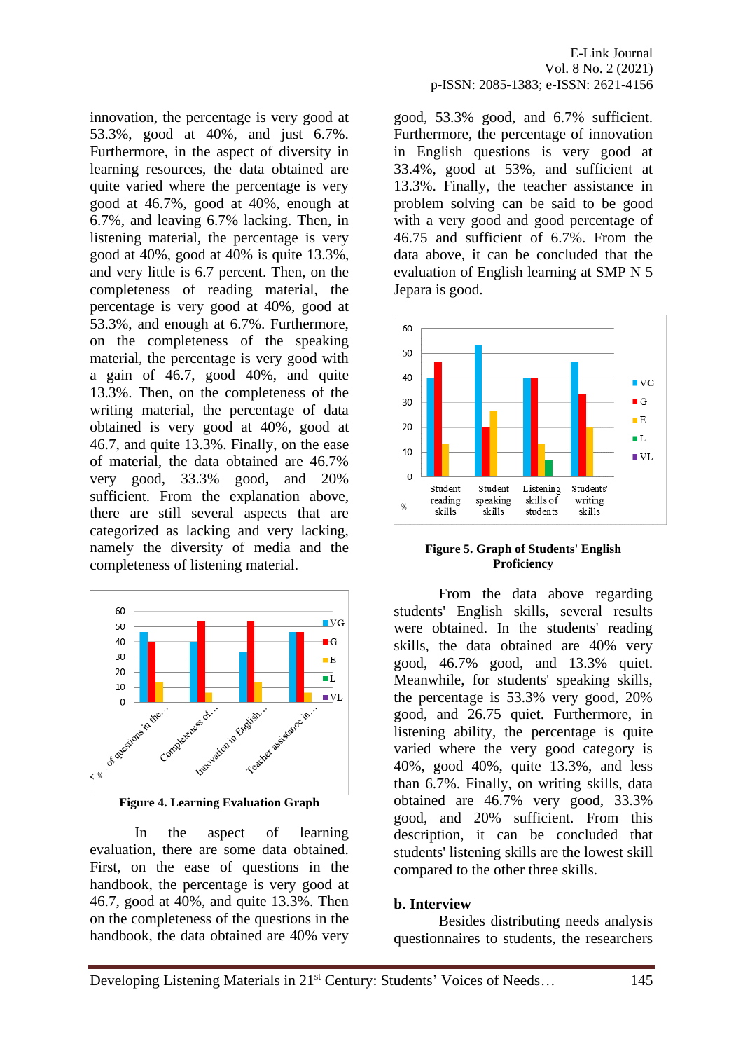innovation, the percentage is very good at 53.3%, good at 40%, and just 6.7%. Furthermore, in the aspect of diversity in learning resources, the data obtained are quite varied where the percentage is very good at 46.7%, good at 40%, enough at 6.7%, and leaving 6.7% lacking. Then, in listening material, the percentage is very good at 40%, good at 40% is quite 13.3%, and very little is 6.7 percent. Then, on the completeness of reading material, the percentage is very good at 40%, good at 53.3%, and enough at 6.7%. Furthermore, on the completeness of the speaking material, the percentage is very good with a gain of 46.7, good 40%, and quite 13.3%. Then, on the completeness of the writing material, the percentage of data obtained is very good at 40%, good at 46.7, and quite 13.3%. Finally, on the ease of material, the data obtained are 46.7% very good, 33.3% good, and 20% sufficient. From the explanation above, there are still several aspects that are categorized as lacking and very lacking, namely the diversity of media and the completeness of listening material.

**Figure 4. Learning Evaluation Graph**

In the aspect of learning evaluation, there are some data obtained. First, on the ease of questions in the handbook, the percentage is very good at 46.7, good at 40%, and quite 13.3%. Then on the completeness of the questions in the handbook, the data obtained are 40% very good, 53.3% good, and 6.7% sufficient. Furthermore, the percentage of innovation in English questions is very good at 33.4%, good at 53%, and sufficient at 13.3%. Finally, the teacher assistance in problem solving can be said to be good with a very good and good percentage of 46.75 and sufficient of 6.7%. From the data above, it can be concluded that the evaluation of English learning at SMP N 5 Jepara is good.

**Figure 5. Graph of Students' English Proficiency**

From the data above regarding students' English skills, several results were obtained. In the students' reading skills, the data obtained are 40% very good, 46.7% good, and 13.3% quiet. Meanwhile, for students' speaking skills, the percentage is 53.3% very good, 20% good, and 26.75 quiet. Furthermore, in listening ability, the percentage is quite varied where the very good category is 40%, good 40%, quite 13.3%, and less than 6.7%. Finally, on writing skills, data obtained are 46.7% very good, 33.3% good, and 20% sufficient. From this description, it can be concluded that students' listening skills are the lowest skill compared to the other three skills.

## b. Interview

Besides distributing needs analysis questionnaires to students, the researchers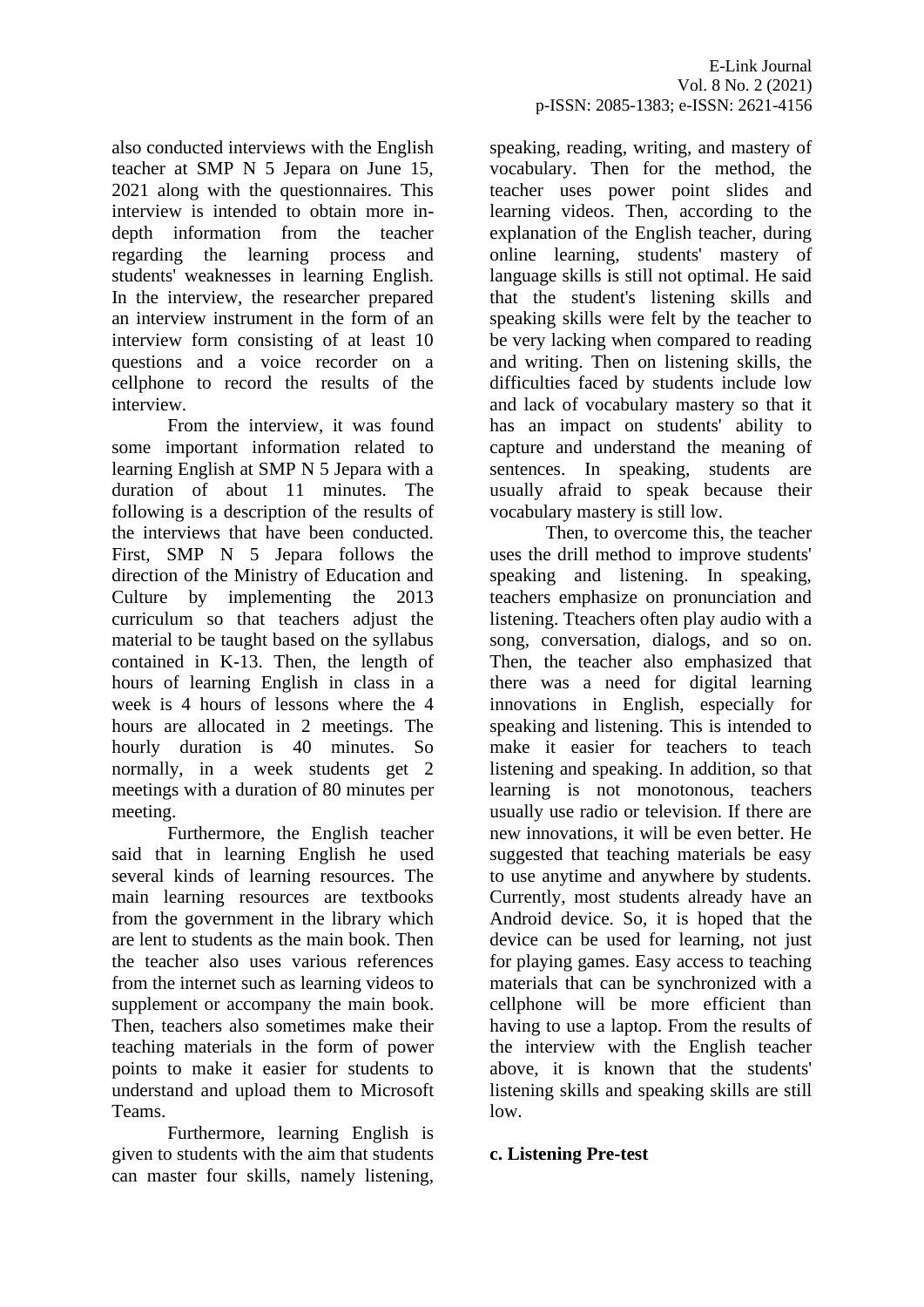also conducted interviews with the English teacher at SMP N 5 Jepara on June 15, 2021 along with the questionnaires. This interview is intended to obtain more in-depth information from the teacher regarding the learning process and students' weaknesses in learning English. In the interview, the researcher prepared an interview instrument in the form of an interview form consisting of at least 10 questions and a voice recorder on a cellphone to record the results of the interview.

From the interview, it was found some important information related to learning English at SMP N 5 Jepara with a duration of about 11 minutes. The following is a description of the results of the interviews that have been conducted. First, SMP N 5 Jepara follows the direction of the Ministry of Education and Culture by implementing the 2013 curriculum so that teachers adjust the material to be taught based on the syllabus contained in K-13. Then, the length of hours of learning English in class in a week is 4 hours of lessons where the 4 hours are allocated in 2 meetings. The hourly duration is 40 minutes. So normally, in a week students get 2 meetings with a duration of 80 minutes per meeting.

Furthermore, the English teacher said that in learning English he used several kinds of learning resources. The main learning resources are textbooks from the government in the library which are lent to students as the main book. Then the teacher also uses various references from the internet such as learning videos to supplement or accompany the main book. Then, teachers also sometimes make their teaching materials in the form of power points to make it easier for students to understand and upload them to Microsoft Teams.

Furthermore, learning English is given to students with the aim that students can master four skills, namely listening, speaking, reading, writing, and mastery of vocabulary. Then for the method, the teacher uses power point slides and learning videos. Then, according to the explanation of the English teacher, during online learning, students' mastery of language skills is still not optimal. He said that the student's listening skills and speaking skills were felt by the teacher to be very lacking when compared to reading and writing. Then on listening skills, the difficulties faced by students include low and lack of vocabulary mastery so that it has an impact on students' ability to capture and understand the meaning of sentences. In speaking, students are usually afraid to speak because their vocabulary mastery is still low.

Then, to overcome this, the teacher uses the drill method to improve students' speaking and listening. In speaking, teachers emphasize on pronunciation and listening. Tteachers often play audio with a song, conversation, dialogs, and so on. Then, the teacher also emphasized that there was a need for digital learning innovations in English, especially for speaking and listening. This is intended to make it easier for teachers to teach listening and speaking. In addition, so that learning is not monotonous, teachers usually use radio or television. If there are new innovations, it will be even better. He suggested that teaching materials be easy to use anytime and anywhere by students. Currently, most students already have an Android device. So, it is hoped that the device can be used for learning, not just for playing games. Easy access to teaching materials that can be synchronized with a cellphone will be more efficient than having to use a laptop. From the results of the interview with the English teacher above, it is known that the students' listening skills and speaking skills are still low.

**c. Listening Pre-test**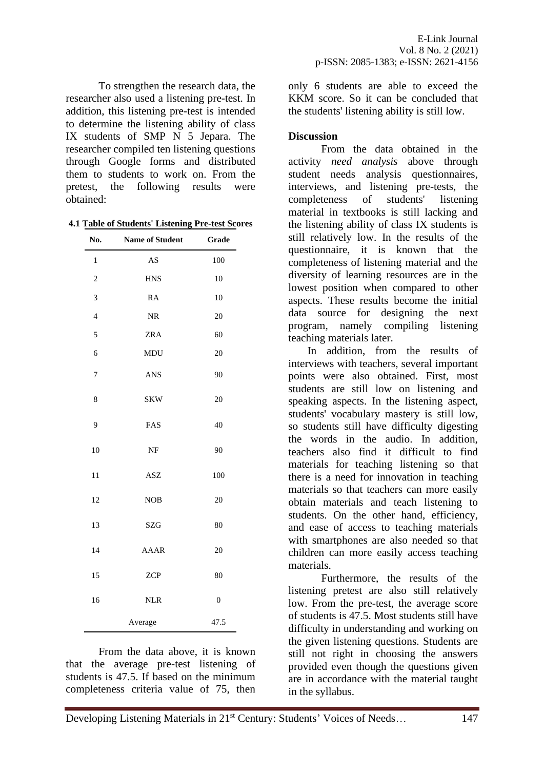To strengthen the research data, the researcher also used a listening pre-test. In addition, this listening pre-test is intended to determine the listening ability of class IX students of SMP N 5 Jepara. The researcher compiled ten listening questions through Google forms and distributed them to students to work on. From the pretest, the following results were obtained:

**4.1 Table of Students' Listening Pre-test Scores**

| No. | Name of Student | Grade |
|---|---|---|
| 1 | AS | 100 |
| 2 | HNS | 10 |
| 3 | RA | 10 |
| 4 | NR | 20 |
| 5 | ZRA | 60 |
| 6 | MDU | 20 |
| 7 | ANS | 90 |
| 8 | SKW | 20 |
| 9 | FAS | 40 |
| 10 | NF | 90 |
| 11 | ASZ | 100 |
| 12 | NOB | 20 |
| 13 | SZG | 80 |
| 14 | AAAR | 20 |
| 15 | ZCP | 80 |
| 16 | NLR | 0 |
| | Average | 47.5 |

From the data above, it is known that the average pre-test listening of students is 47.5. If based on the minimum completeness criteria value of 75, then only 6 students are able to exceed the KKM score. So it can be concluded that the students' listening ability is still low.

## Discussion

From the data obtained in the activity *need analysis* above through student needs analysis questionnaires, interviews, and listening pre-tests, the completeness of students' listening material in textbooks is still lacking and the listening ability of class IX students is still relatively low. In the results of the questionnaire, it is known that the completeness of listening material and the diversity of learning resources are in the lowest position when compared to other aspects. These results become the initial data source for designing the next program, namely compiling listening teaching materials later.

In addition, from the results of interviews with teachers, several important points were also obtained. First, most students are still low on listening and speaking aspects. In the listening aspect, students' vocabulary mastery is still low, so students still have difficulty digesting the words in the audio. In addition, teachers also find it difficult to find materials for teaching listening so that there is a need for innovation in teaching materials so that teachers can more easily obtain materials and teach listening to students. On the other hand, efficiency, and ease of access to teaching materials with smartphones are also needed so that children can more easily access teaching materials.

Furthermore, the results of the listening pretest are also still relatively low. From the pre-test, the average score of students is 47.5. Most students still have difficulty in understanding and working on the given listening questions. Students are still not right in choosing the answers provided even though the questions given are in accordance with the material taught in the syllabus.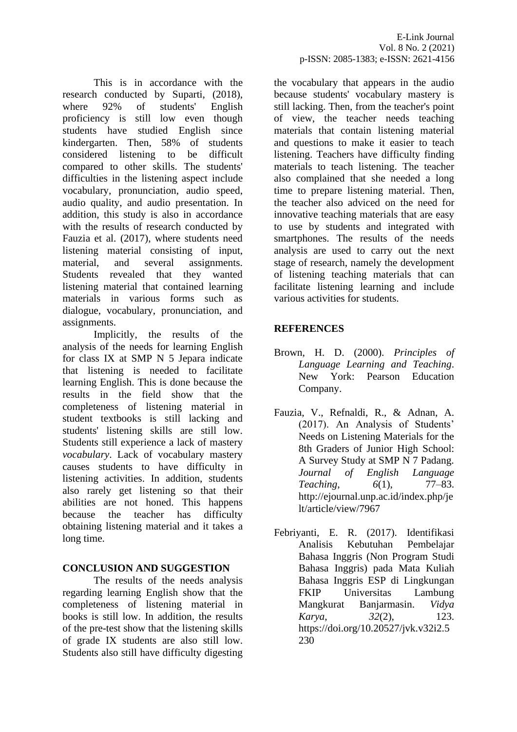This is in accordance with the research conducted by Suparti, (2018), where 92% of students' English proficiency is still low even though students have studied English since kindergarten. Then, 58% of students considered listening to be difficult compared to other skills. The students' difficulties in the listening aspect include vocabulary, pronunciation, audio speed, audio quality, and audio presentation. In addition, this study is also in accordance with the results of research conducted by Fauzia et al. (2017), where students need listening material consisting of input, material, and several assignments. Students revealed that they wanted listening material that contained learning materials in various forms such as dialogue, vocabulary, pronunciation, and assignments.

Implicitly, the results of the analysis of the needs for learning English for class IX at SMP N 5 Jepara indicate that listening is needed to facilitate learning English. This is done because the results in the field show that the completeness of listening material in student textbooks is still lacking and students' listening skills are still low. Students still experience a lack of mastery *vocabulary*. Lack of vocabulary mastery causes students to have difficulty in listening activities. In addition, students also rarely get listening so that their abilities are not honed. This happens because the teacher has difficulty obtaining listening material and it takes a long time.

## CONCLUSION AND SUGGESTION

The results of the needs analysis regarding learning English show that the completeness of listening material in books is still low. In addition, the results of the pre-test show that the listening skills of grade IX students are also still low. Students also still have difficulty digesting the vocabulary that appears in the audio because students' vocabulary mastery is still lacking. Then, from the teacher's point of view, the teacher needs teaching materials that contain listening material and questions to make it easier to teach listening. Teachers have difficulty finding materials to teach listening. The teacher also complained that she needed a long time to prepare listening material. Then, the teacher also adviced on the need for innovative teaching materials that are easy to use by students and integrated with smartphones. The results of the needs analysis are used to carry out the next stage of research, namely the development of listening teaching materials that can facilitate listening learning and include various activities for students.

## REFERENCES

Brown, H. D. (2000). *Principles of Language Learning and Teaching*. New York: Pearson Education Company.

Fauzia, V., Refnaldi, R., & Adnan, A. (2017). An Analysis of Students' Needs on Listening Materials for the 8th Graders of Junior High School: A Survey Study at SMP N 7 Padang. *Journal of English Language Teaching*, *6*(1), 77–83. http://ejournal.unp.ac.id/index.php/jelt/article/view/7967

Febriyanti, E. R. (2017). Identifikasi Analisis Kebutuhan Pembelajar Bahasa Inggris (Non Program Studi Bahasa Inggris) pada Mata Kuliah Bahasa Inggris ESP di Lingkungan FKIP Universitas Lambung Mangkurat Banjarmasin. *Vidya Karya*, *32*(2), 123. https://doi.org/10.20527/jvk.v32i2.5230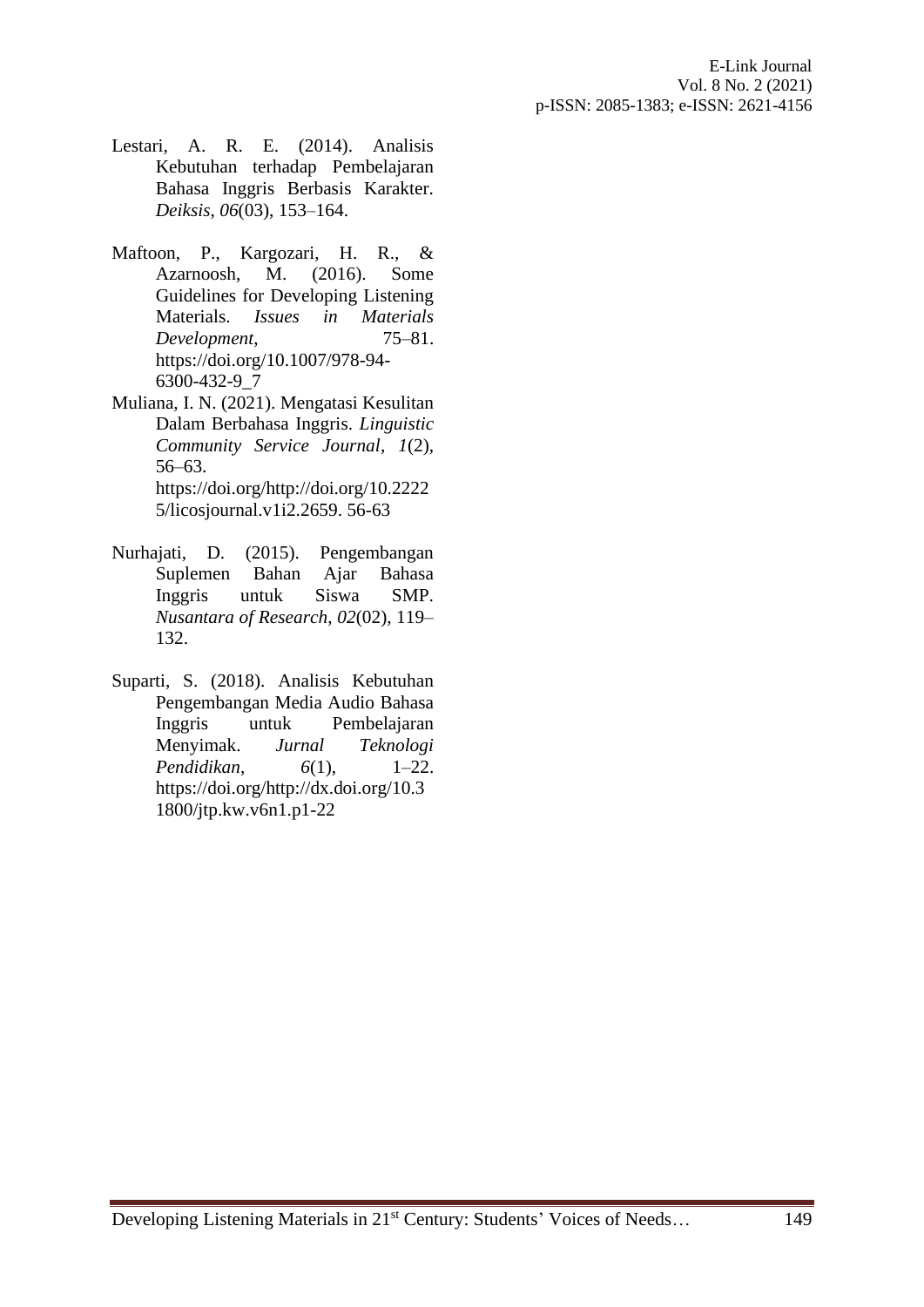Lestari, A. R. E. (2014). Analisis Kebutuhan terhadap Pembelajaran Bahasa Inggris Berbasis Karakter. *Deiksis*, *06*(03), 153–164.

Maftoon, P., Kargozari, H. R., & Azarnoosh, M. (2016). Some Guidelines for Developing Listening Materials. *Issues in Materials Development*, 75–81. https://doi.org/10.1007/978-94-6300-432-9_7

Muliana, I. N. (2021). Mengatasi Kesulitan Dalam Berbahasa Inggris. *Linguistic Community Service Journal*, *1*(2), 56–63. https://doi.org/http://doi.org/10.22225/licosjournal.v1i2.2659. 56-63

Nurhajati, D. (2015). Pengembangan Suplemen Bahan Ajar Bahasa Inggris untuk Siswa SMP. *Nusantara of Research*, *02*(02), 119–132.

Suparti, S. (2018). Analisis Kebutuhan Pengembangan Media Audio Bahasa Inggris untuk Pembelajaran Menyimak. *Jurnal Teknologi Pendidikan*, *6*(1), 1–22. https://doi.org/http://dx.doi.org/10.31800/jtp.kw.v6n1.p1-22